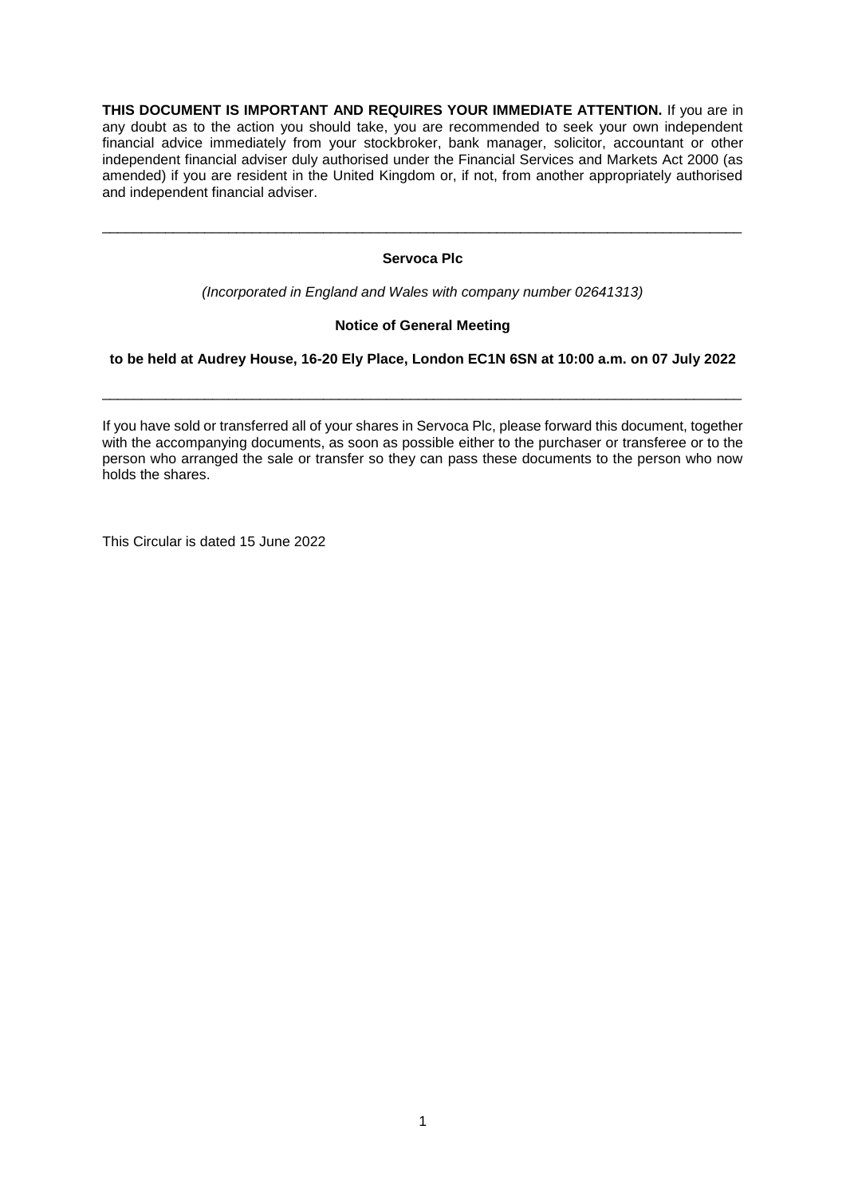**THIS DOCUMENT IS IMPORTANT AND REQUIRES YOUR IMMEDIATE ATTENTION.** If you are in any doubt as to the action you should take, you are recommended to seek your own independent financial advice immediately from your stockbroker, bank manager, solicitor, accountant or other independent financial adviser duly authorised under the Financial Services and Markets Act 2000 (as amended) if you are resident in the United Kingdom or, if not, from another appropriately authorised and independent financial adviser.

---

**Servoca Plc**

*(Incorporated in England and Wales with company number 02641313)*

**Notice of General Meeting**

**to be held at Audrey House, 16-20 Ely Place, London EC1N 6SN at 10:00 a.m. on 07 July 2022**

---

If you have sold or transferred all of your shares in Servoca Plc, please forward this document, together with the accompanying documents, as soon as possible either to the purchaser or transferee or to the person who arranged the sale or transfer so they can pass these documents to the person who now holds the shares.

This Circular is dated 15 June 2022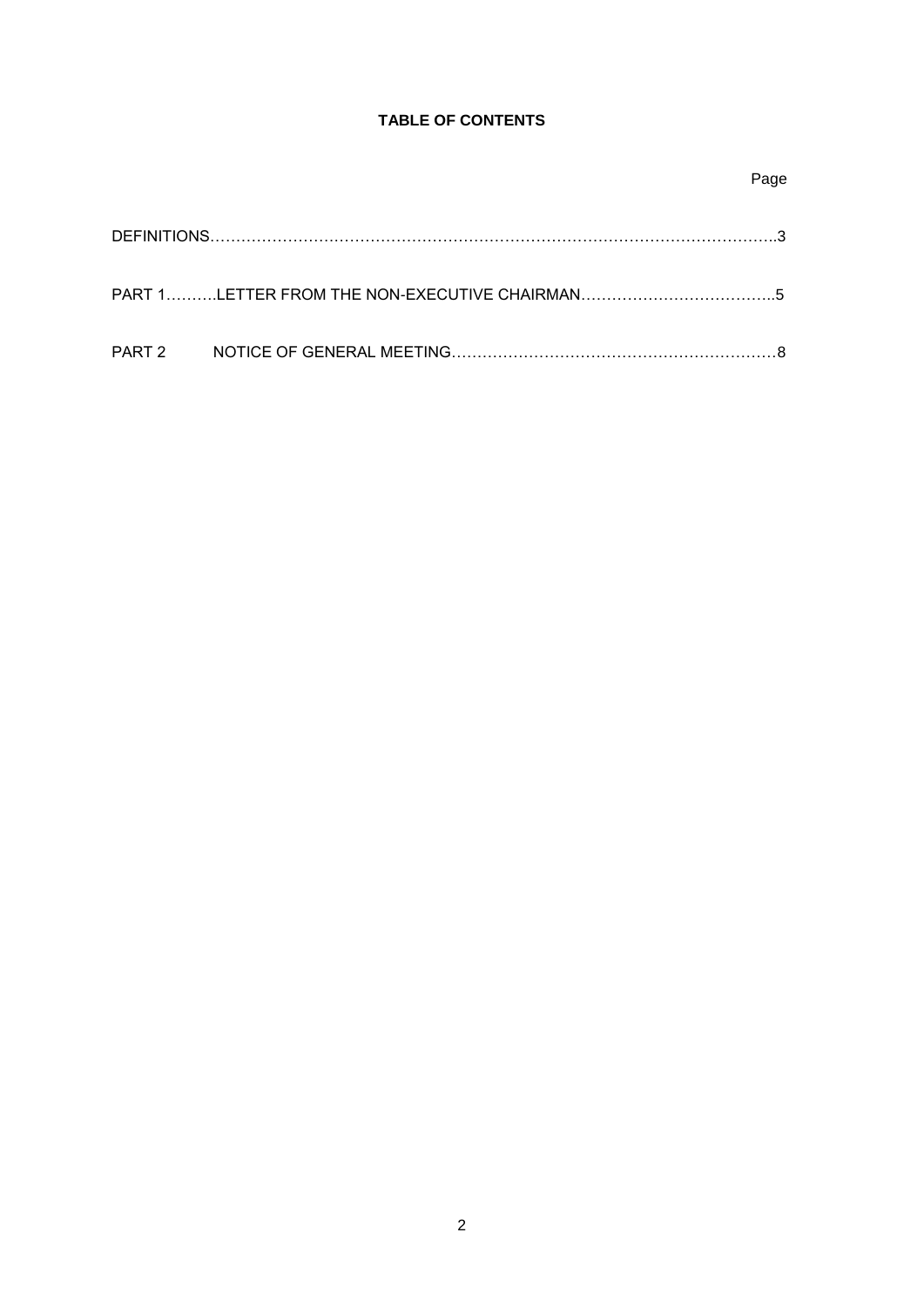# TABLE OF CONTENTS

| | | Page |
|---|---|---|
| DEFINITIONS | | 3 |
| PART 1 | LETTER FROM THE NON-EXECUTIVE CHAIRMAN | 5 |
| PART 2 | NOTICE OF GENERAL MEETING | 8 |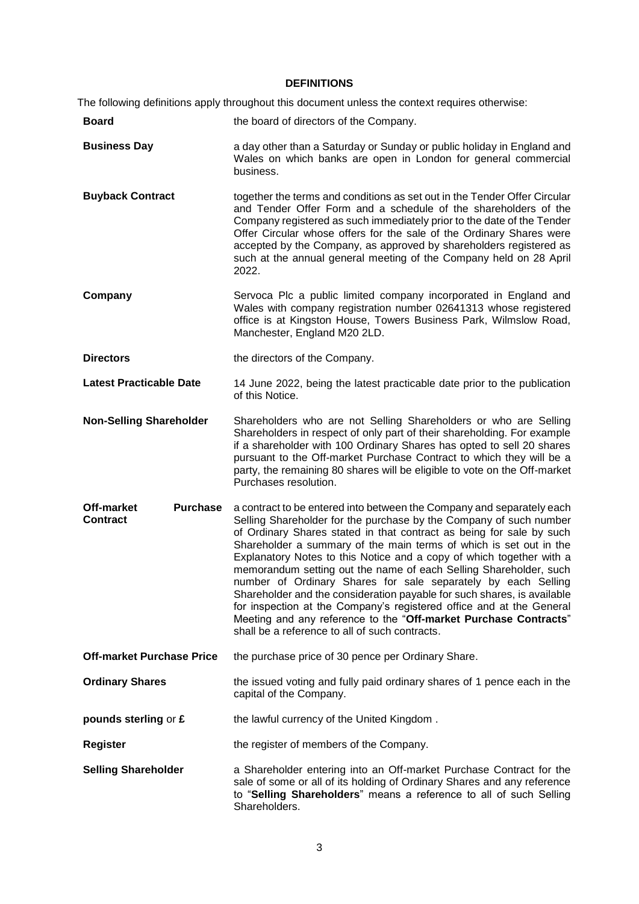## DEFINITIONS

The following definitions apply throughout this document unless the context requires otherwise:

| | |
|---|---|
| **Board** | the board of directors of the Company. |
| **Business Day** | a day other than a Saturday or Sunday or public holiday in England and Wales on which banks are open in London for general commercial business. |
| **Buyback Contract** | together the terms and conditions as set out in the Tender Offer Circular and Tender Offer Form and a schedule of the shareholders of the Company registered as such immediately prior to the date of the Tender Offer Circular whose offers for the sale of the Ordinary Shares were accepted by the Company, as approved by shareholders registered as such at the annual general meeting of the Company held on 28 April 2022. |
| **Company** | Servoca Plc a public limited company incorporated in England and Wales with company registration number 02641313 whose registered office is at Kingston House, Towers Business Park, Wilmslow Road, Manchester, England M20 2LD. |
| **Directors** | the directors of the Company. |
| **Latest Practicable Date** | 14 June 2022, being the latest practicable date prior to the publication of this Notice. |
| **Non-Selling Shareholder** | Shareholders who are not Selling Shareholders or who are Selling Shareholders in respect of only part of their shareholding. For example if a shareholder with 100 Ordinary Shares has opted to sell 20 shares pursuant to the Off-market Purchase Contract to which they will be a party, the remaining 80 shares will be eligible to vote on the Off-market Purchases resolution. |
| **Off-market Purchase Contract** | a contract to be entered into between the Company and separately each Selling Shareholder for the purchase by the Company of such number of Ordinary Shares stated in that contract as being for sale by such Shareholder a summary of the main terms of which is set out in the Explanatory Notes to this Notice and a copy of which together with a memorandum setting out the name of each Selling Shareholder, such number of Ordinary Shares for sale separately by each Selling Shareholder and the consideration payable for such shares, is available for inspection at the Company's registered office and at the General Meeting and any reference to the "**Off-market Purchase Contracts**" shall be a reference to all of such contracts. |
| **Off-market Purchase Price** | the purchase price of 30 pence per Ordinary Share. |
| **Ordinary Shares** | the issued voting and fully paid ordinary shares of 1 pence each in the capital of the Company. |
| **pounds sterling** or **£** | the lawful currency of the United Kingdom . |
| **Register** | the register of members of the Company. |
| **Selling Shareholder** | a Shareholder entering into an Off-market Purchase Contract for the sale of some or all of its holding of Ordinary Shares and any reference to "**Selling Shareholders**" means a reference to all of such Selling Shareholders. |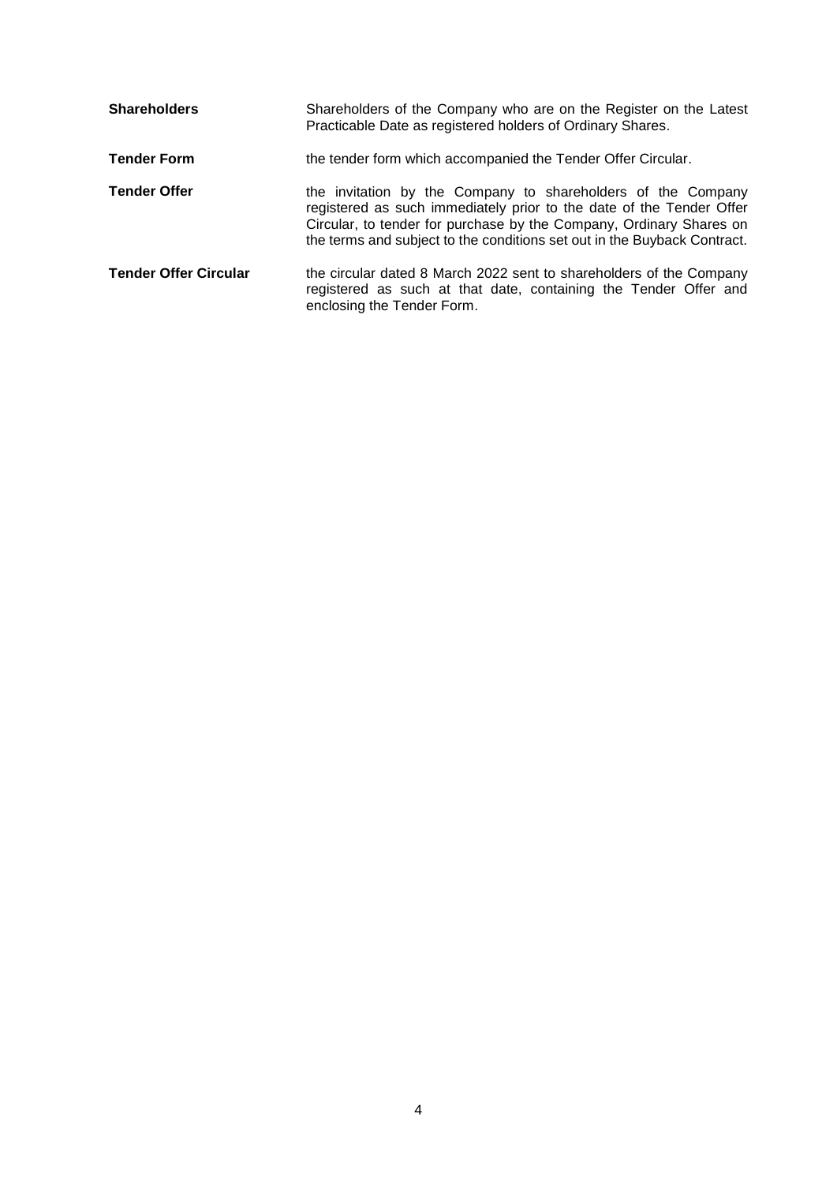| | |
|---|---|
| **Shareholders** | Shareholders of the Company who are on the Register on the Latest Practicable Date as registered holders of Ordinary Shares. |
| **Tender Form** | the tender form which accompanied the Tender Offer Circular. |
| **Tender Offer** | the invitation by the Company to shareholders of the Company registered as such immediately prior to the date of the Tender Offer Circular, to tender for purchase by the Company, Ordinary Shares on the terms and subject to the conditions set out in the Buyback Contract. |
| **Tender Offer Circular** | the circular dated 8 March 2022 sent to shareholders of the Company registered as such at that date, containing the Tender Offer and enclosing the Tender Form. |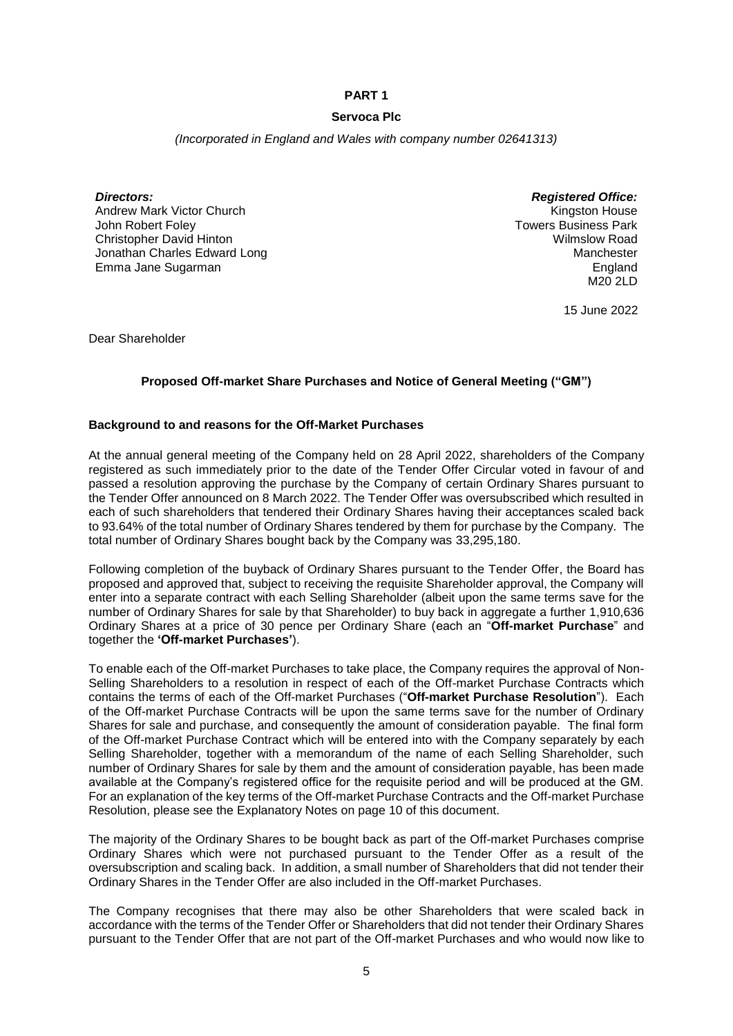# PART 1

## Servoca Plc

*(Incorporated in England and Wales with company number 02641313)*

***Directors:***
Andrew Mark Victor Church
John Robert Foley
Christopher David Hinton
Jonathan Charles Edward Long
Emma Jane Sugarman

***Registered Office:***
Kingston House
Towers Business Park
Wilmslow Road
Manchester
England
M20 2LD

15 June 2022

Dear Shareholder

**Proposed Off-market Share Purchases and Notice of General Meeting ("GM")**

**Background to and reasons for the Off-Market Purchases**

At the annual general meeting of the Company held on 28 April 2022, shareholders of the Company registered as such immediately prior to the date of the Tender Offer Circular voted in favour of and passed a resolution approving the purchase by the Company of certain Ordinary Shares pursuant to the Tender Offer announced on 8 March 2022. The Tender Offer was oversubscribed which resulted in each of such shareholders that tendered their Ordinary Shares having their acceptances scaled back to 93.64% of the total number of Ordinary Shares tendered by them for purchase by the Company. The total number of Ordinary Shares bought back by the Company was 33,295,180.

Following completion of the buyback of Ordinary Shares pursuant to the Tender Offer, the Board has proposed and approved that, subject to receiving the requisite Shareholder approval, the Company will enter into a separate contract with each Selling Shareholder (albeit upon the same terms save for the number of Ordinary Shares for sale by that Shareholder) to buy back in aggregate a further 1,910,636 Ordinary Shares at a price of 30 pence per Ordinary Share (each an "**Off-market Purchase**" and together the **'Off-market Purchases'**).

To enable each of the Off-market Purchases to take place, the Company requires the approval of Non-Selling Shareholders to a resolution in respect of each of the Off-market Purchase Contracts which contains the terms of each of the Off-market Purchases ("**Off-market Purchase Resolution**"). Each of the Off-market Purchase Contracts will be upon the same terms save for the number of Ordinary Shares for sale and purchase, and consequently the amount of consideration payable. The final form of the Off-market Purchase Contract which will be entered into with the Company separately by each Selling Shareholder, together with a memorandum of the name of each Selling Shareholder, such number of Ordinary Shares for sale by them and the amount of consideration payable, has been made available at the Company's registered office for the requisite period and will be produced at the GM. For an explanation of the key terms of the Off-market Purchase Contracts and the Off-market Purchase Resolution, please see the Explanatory Notes on page 10 of this document.

The majority of the Ordinary Shares to be bought back as part of the Off-market Purchases comprise Ordinary Shares which were not purchased pursuant to the Tender Offer as a result of the oversubscription and scaling back. In addition, a small number of Shareholders that did not tender their Ordinary Shares in the Tender Offer are also included in the Off-market Purchases.

The Company recognises that there may also be other Shareholders that were scaled back in accordance with the terms of the Tender Offer or Shareholders that did not tender their Ordinary Shares pursuant to the Tender Offer that are not part of the Off-market Purchases and who would now like to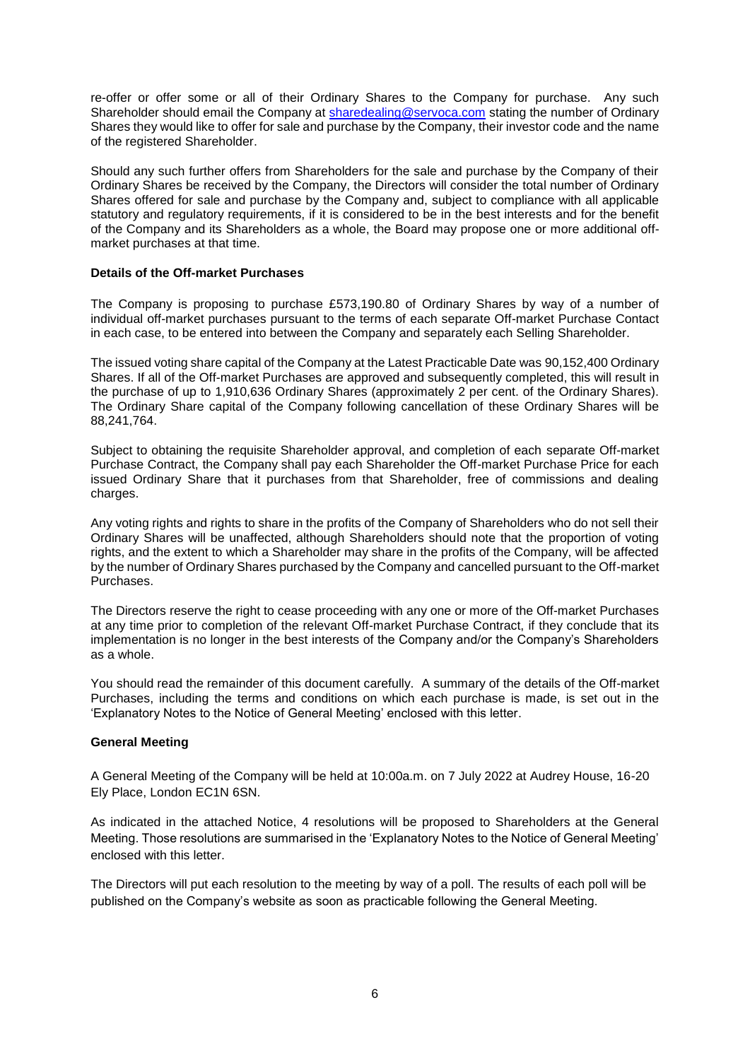re-offer or offer some or all of their Ordinary Shares to the Company for purchase. Any such Shareholder should email the Company at sharedealing@servoca.com stating the number of Ordinary Shares they would like to offer for sale and purchase by the Company, their investor code and the name of the registered Shareholder.

Should any such further offers from Shareholders for the sale and purchase by the Company of their Ordinary Shares be received by the Company, the Directors will consider the total number of Ordinary Shares offered for sale and purchase by the Company and, subject to compliance with all applicable statutory and regulatory requirements, if it is considered to be in the best interests and for the benefit of the Company and its Shareholders as a whole, the Board may propose one or more additional off-market purchases at that time.

**Details of the Off-market Purchases**

The Company is proposing to purchase £573,190.80 of Ordinary Shares by way of a number of individual off-market purchases pursuant to the terms of each separate Off-market Purchase Contact in each case, to be entered into between the Company and separately each Selling Shareholder.

The issued voting share capital of the Company at the Latest Practicable Date was 90,152,400 Ordinary Shares. If all of the Off-market Purchases are approved and subsequently completed, this will result in the purchase of up to 1,910,636 Ordinary Shares (approximately 2 per cent. of the Ordinary Shares). The Ordinary Share capital of the Company following cancellation of these Ordinary Shares will be 88,241,764.

Subject to obtaining the requisite Shareholder approval, and completion of each separate Off-market Purchase Contract, the Company shall pay each Shareholder the Off-market Purchase Price for each issued Ordinary Share that it purchases from that Shareholder, free of commissions and dealing charges.

Any voting rights and rights to share in the profits of the Company of Shareholders who do not sell their Ordinary Shares will be unaffected, although Shareholders should note that the proportion of voting rights, and the extent to which a Shareholder may share in the profits of the Company, will be affected by the number of Ordinary Shares purchased by the Company and cancelled pursuant to the Off-market Purchases.

The Directors reserve the right to cease proceeding with any one or more of the Off-market Purchases at any time prior to completion of the relevant Off-market Purchase Contract, if they conclude that its implementation is no longer in the best interests of the Company and/or the Company's Shareholders as a whole.

You should read the remainder of this document carefully. A summary of the details of the Off-market Purchases, including the terms and conditions on which each purchase is made, is set out in the 'Explanatory Notes to the Notice of General Meeting' enclosed with this letter.

**General Meeting**

A General Meeting of the Company will be held at 10:00a.m. on 7 July 2022 at Audrey House, 16-20 Ely Place, London EC1N 6SN.

As indicated in the attached Notice, 4 resolutions will be proposed to Shareholders at the General Meeting. Those resolutions are summarised in the 'Explanatory Notes to the Notice of General Meeting' enclosed with this letter.

The Directors will put each resolution to the meeting by way of a poll. The results of each poll will be published on the Company's website as soon as practicable following the General Meeting.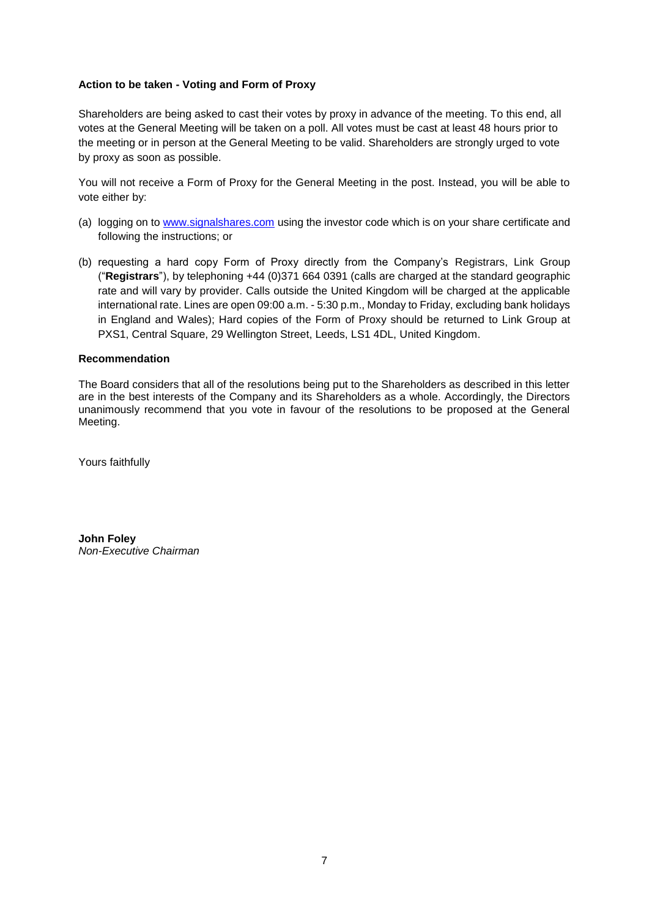**Action to be taken - Voting and Form of Proxy**

Shareholders are being asked to cast their votes by proxy in advance of the meeting. To this end, all votes at the General Meeting will be taken on a poll. All votes must be cast at least 48 hours prior to the meeting or in person at the General Meeting to be valid. Shareholders are strongly urged to vote by proxy as soon as possible.

You will not receive a Form of Proxy for the General Meeting in the post. Instead, you will be able to vote either by:

(a) logging on to [www.signalshares.com](www.signalshares.com) using the investor code which is on your share certificate and following the instructions; or

(b) requesting a hard copy Form of Proxy directly from the Company's Registrars, Link Group ("**Registrars**"), by telephoning +44 (0)371 664 0391 (calls are charged at the standard geographic rate and will vary by provider. Calls outside the United Kingdom will be charged at the applicable international rate. Lines are open 09:00 a.m. - 5:30 p.m., Monday to Friday, excluding bank holidays in England and Wales); Hard copies of the Form of Proxy should be returned to Link Group at PXS1, Central Square, 29 Wellington Street, Leeds, LS1 4DL, United Kingdom.

**Recommendation**

The Board considers that all of the resolutions being put to the Shareholders as described in this letter are in the best interests of the Company and its Shareholders as a whole. Accordingly, the Directors unanimously recommend that you vote in favour of the resolutions to be proposed at the General Meeting.

Yours faithfully

**John Foley**
*Non-Executive Chairman*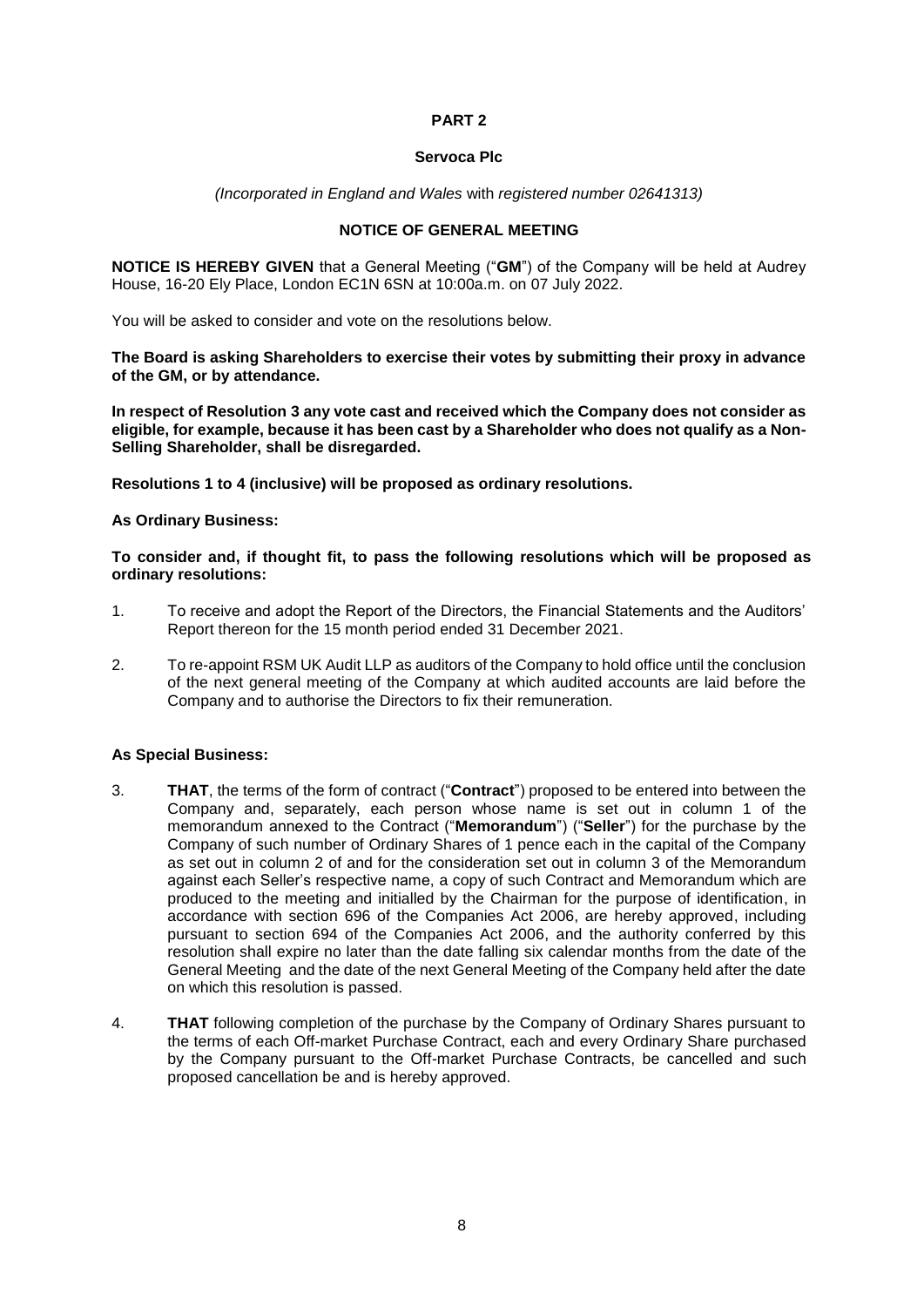# PART 2

## Servoca Plc

*(Incorporated in England and Wales with registered number 02641313)*

## NOTICE OF GENERAL MEETING

**NOTICE IS HEREBY GIVEN** that a General Meeting ("**GM**") of the Company will be held at Audrey House, 16-20 Ely Place, London EC1N 6SN at 10:00a.m. on 07 July 2022.

You will be asked to consider and vote on the resolutions below.

**The Board is asking Shareholders to exercise their votes by submitting their proxy in advance of the GM, or by attendance.**

**In respect of Resolution 3 any vote cast and received which the Company does not consider as eligible, for example, because it has been cast by a Shareholder who does not qualify as a Non-Selling Shareholder, shall be disregarded.**

**Resolutions 1 to 4 (inclusive) will be proposed as ordinary resolutions.**

**As Ordinary Business:**

**To consider and, if thought fit, to pass the following resolutions which will be proposed as ordinary resolutions:**

1. To receive and adopt the Report of the Directors, the Financial Statements and the Auditors' Report thereon for the 15 month period ended 31 December 2021.
2. To re-appoint RSM UK Audit LLP as auditors of the Company to hold office until the conclusion of the next general meeting of the Company at which audited accounts are laid before the Company and to authorise the Directors to fix their remuneration.

**As Special Business:**

3. **THAT**, the terms of the form of contract ("**Contract**") proposed to be entered into between the Company and, separately, each person whose name is set out in column 1 of the memorandum annexed to the Contract ("**Memorandum**") ("**Seller**") for the purchase by the Company of such number of Ordinary Shares of 1 pence each in the capital of the Company as set out in column 2 of and for the consideration set out in column 3 of the Memorandum against each Seller's respective name, a copy of such Contract and Memorandum which are produced to the meeting and initialled by the Chairman for the purpose of identification, in accordance with section 696 of the Companies Act 2006, are hereby approved, including pursuant to section 694 of the Companies Act 2006, and the authority conferred by this resolution shall expire no later than the date falling six calendar months from the date of the General Meeting and the date of the next General Meeting of the Company held after the date on which this resolution is passed.
4. **THAT** following completion of the purchase by the Company of Ordinary Shares pursuant to the terms of each Off-market Purchase Contract, each and every Ordinary Share purchased by the Company pursuant to the Off-market Purchase Contracts, be cancelled and such proposed cancellation be and is hereby approved.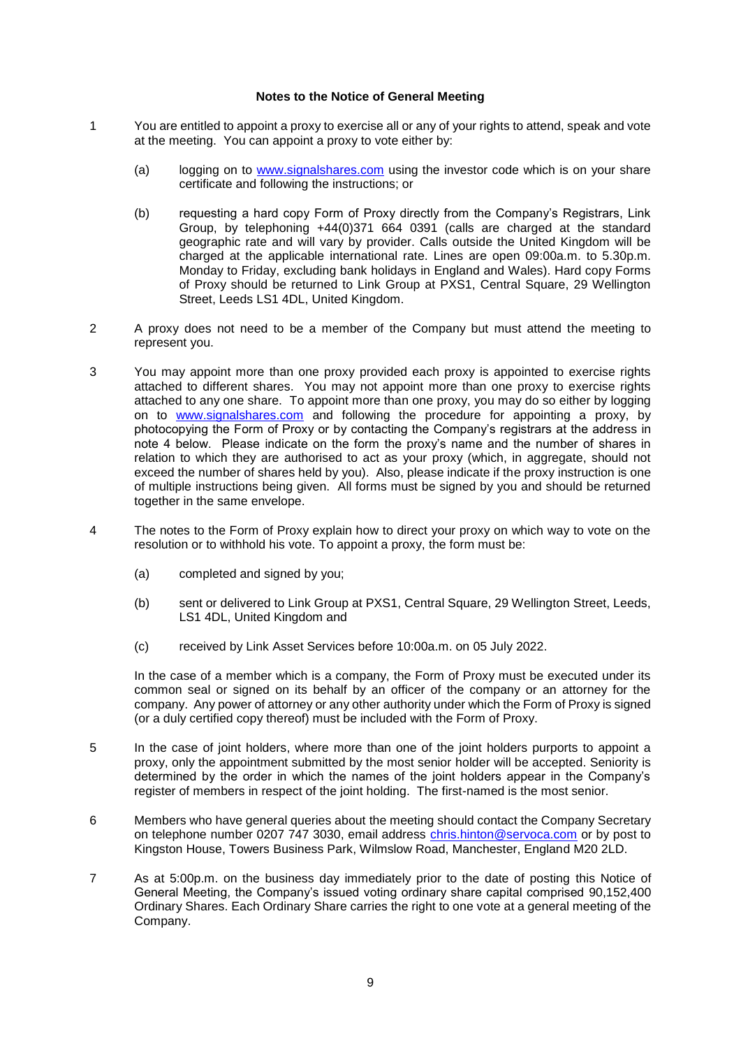**Notes to the Notice of General Meeting**

1. You are entitled to appoint a proxy to exercise all or any of your rights to attend, speak and vote at the meeting. You can appoint a proxy to vote either by:

   (a) logging on to www.signalshares.com using the investor code which is on your share certificate and following the instructions; or

   (b) requesting a hard copy Form of Proxy directly from the Company's Registrars, Link Group, by telephoning +44(0)371 664 0391 (calls are charged at the standard geographic rate and will vary by provider. Calls outside the United Kingdom will be charged at the applicable international rate. Lines are open 09:00a.m. to 5.30p.m. Monday to Friday, excluding bank holidays in England and Wales). Hard copy Forms of Proxy should be returned to Link Group at PXS1, Central Square, 29 Wellington Street, Leeds LS1 4DL, United Kingdom.

2. A proxy does not need to be a member of the Company but must attend the meeting to represent you.

3. You may appoint more than one proxy provided each proxy is appointed to exercise rights attached to different shares. You may not appoint more than one proxy to exercise rights attached to any one share. To appoint more than one proxy, you may do so either by logging on to www.signalshares.com and following the procedure for appointing a proxy, by photocopying the Form of Proxy or by contacting the Company's registrars at the address in note 4 below. Please indicate on the form the proxy's name and the number of shares in relation to which they are authorised to act as your proxy (which, in aggregate, should not exceed the number of shares held by you). Also, please indicate if the proxy instruction is one of multiple instructions being given. All forms must be signed by you and should be returned together in the same envelope.

4. The notes to the Form of Proxy explain how to direct your proxy on which way to vote on the resolution or to withhold his vote. To appoint a proxy, the form must be:

   (a) completed and signed by you;

   (b) sent or delivered to Link Group at PXS1, Central Square, 29 Wellington Street, Leeds, LS1 4DL, United Kingdom and

   (c) received by Link Asset Services before 10:00a.m. on 05 July 2022.

   In the case of a member which is a company, the Form of Proxy must be executed under its common seal or signed on its behalf by an officer of the company or an attorney for the company. Any power of attorney or any other authority under which the Form of Proxy is signed (or a duly certified copy thereof) must be included with the Form of Proxy.

5. In the case of joint holders, where more than one of the joint holders purports to appoint a proxy, only the appointment submitted by the most senior holder will be accepted. Seniority is determined by the order in which the names of the joint holders appear in the Company's register of members in respect of the joint holding. The first-named is the most senior.

6. Members who have general queries about the meeting should contact the Company Secretary on telephone number 0207 747 3030, email address chris.hinton@servoca.com or by post to Kingston House, Towers Business Park, Wilmslow Road, Manchester, England M20 2LD.

7. As at 5:00p.m. on the business day immediately prior to the date of posting this Notice of General Meeting, the Company's issued voting ordinary share capital comprised 90,152,400 Ordinary Shares. Each Ordinary Share carries the right to one vote at a general meeting of the Company.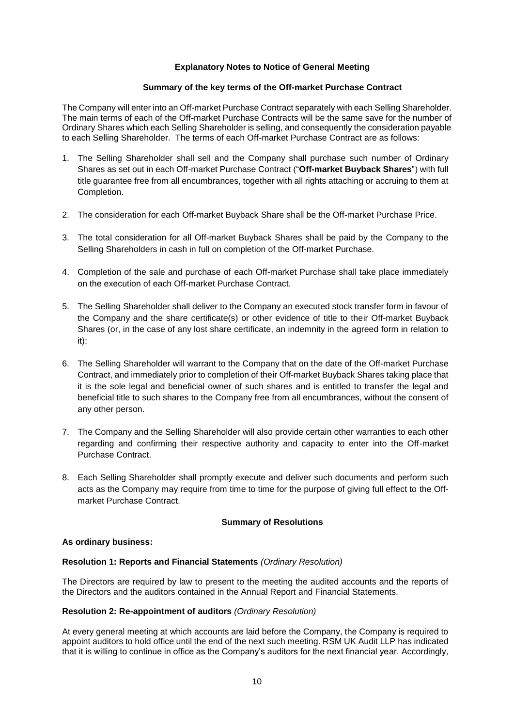### Explanatory Notes to Notice of General Meeting

#### Summary of the key terms of the Off-market Purchase Contract

The Company will enter into an Off-market Purchase Contract separately with each Selling Shareholder. The main terms of each of the Off-market Purchase Contracts will be the same save for the number of Ordinary Shares which each Selling Shareholder is selling, and consequently the consideration payable to each Selling Shareholder. The terms of each Off-market Purchase Contract are as follows:

1. The Selling Shareholder shall sell and the Company shall purchase such number of Ordinary Shares as set out in each Off-market Purchase Contract ("**Off-market Buyback Shares**") with full title guarantee free from all encumbrances, together with all rights attaching or accruing to them at Completion.

2. The consideration for each Off-market Buyback Share shall be the Off-market Purchase Price.

3. The total consideration for all Off-market Buyback Shares shall be paid by the Company to the Selling Shareholders in cash in full on completion of the Off-market Purchase.

4. Completion of the sale and purchase of each Off-market Purchase shall take place immediately on the execution of each Off-market Purchase Contract.

5. The Selling Shareholder shall deliver to the Company an executed stock transfer form in favour of the Company and the share certificate(s) or other evidence of title to their Off-market Buyback Shares (or, in the case of any lost share certificate, an indemnity in the agreed form in relation to it);

6. The Selling Shareholder will warrant to the Company that on the date of the Off-market Purchase Contract, and immediately prior to completion of their Off-market Buyback Shares taking place that it is the sole legal and beneficial owner of such shares and is entitled to transfer the legal and beneficial title to such shares to the Company free from all encumbrances, without the consent of any other person.

7. The Company and the Selling Shareholder will also provide certain other warranties to each other regarding and confirming their respective authority and capacity to enter into the Off-market Purchase Contract.

8. Each Selling Shareholder shall promptly execute and deliver such documents and perform such acts as the Company may require from time to time for the purpose of giving full effect to the Off-market Purchase Contract.

#### Summary of Resolutions

**As ordinary business:**

**Resolution 1: Reports and Financial Statements** *(Ordinary Resolution)*

The Directors are required by law to present to the meeting the audited accounts and the reports of the Directors and the auditors contained in the Annual Report and Financial Statements.

**Resolution 2: Re-appointment of auditors** *(Ordinary Resolution)*

At every general meeting at which accounts are laid before the Company, the Company is required to appoint auditors to hold office until the end of the next such meeting. RSM UK Audit LLP has indicated that it is willing to continue in office as the Company's auditors for the next financial year. Accordingly,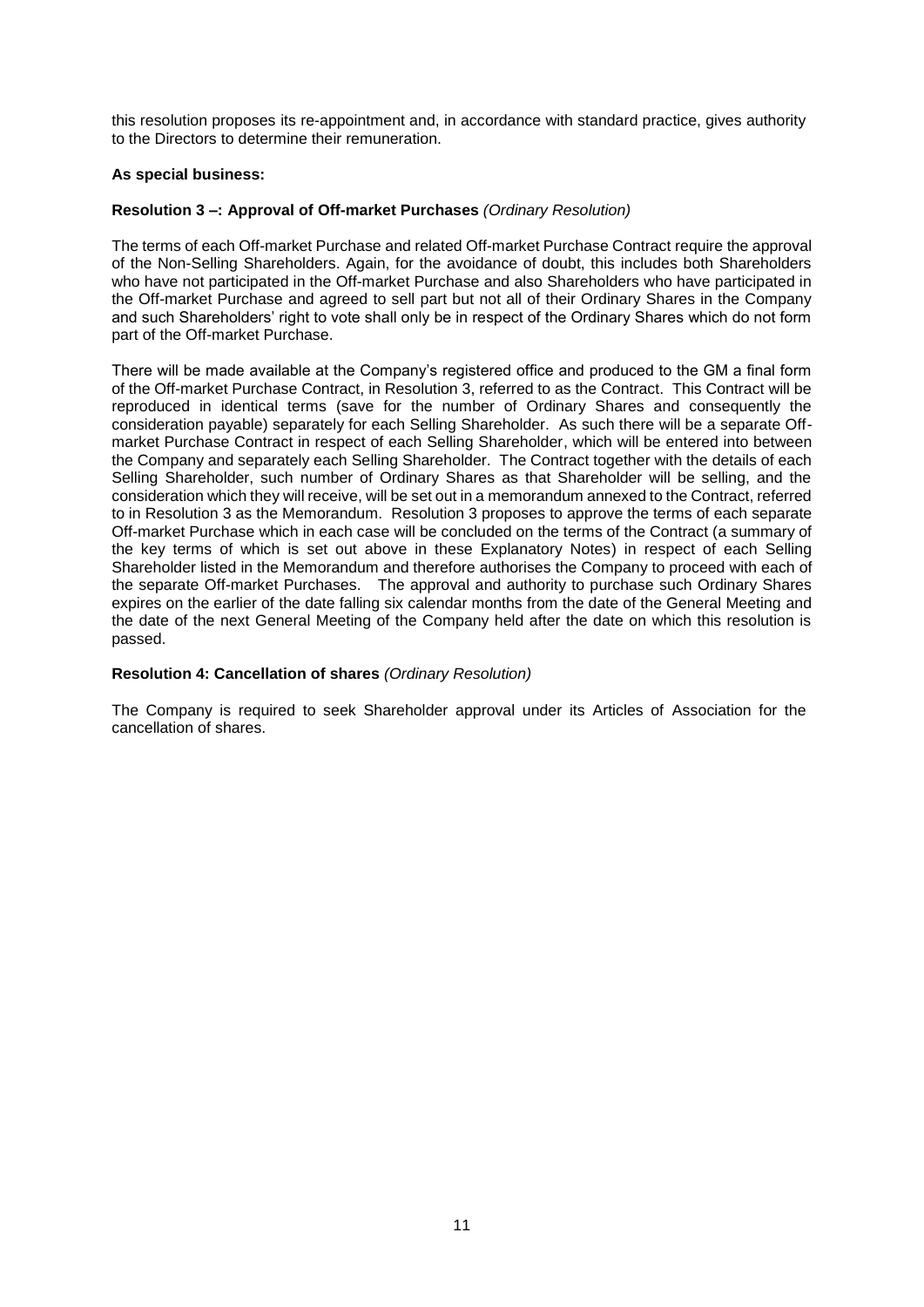this resolution proposes its re-appointment and, in accordance with standard practice, gives authority to the Directors to determine their remuneration.

**As special business:**

**Resolution 3 –: Approval of Off-market Purchases** *(Ordinary Resolution)*

The terms of each Off-market Purchase and related Off-market Purchase Contract require the approval of the Non-Selling Shareholders. Again, for the avoidance of doubt, this includes both Shareholders who have not participated in the Off-market Purchase and also Shareholders who have participated in the Off-market Purchase and agreed to sell part but not all of their Ordinary Shares in the Company and such Shareholders' right to vote shall only be in respect of the Ordinary Shares which do not form part of the Off-market Purchase.

There will be made available at the Company's registered office and produced to the GM a final form of the Off-market Purchase Contract, in Resolution 3, referred to as the Contract. This Contract will be reproduced in identical terms (save for the number of Ordinary Shares and consequently the consideration payable) separately for each Selling Shareholder. As such there will be a separate Off-market Purchase Contract in respect of each Selling Shareholder, which will be entered into between the Company and separately each Selling Shareholder. The Contract together with the details of each Selling Shareholder, such number of Ordinary Shares as that Shareholder will be selling, and the consideration which they will receive, will be set out in a memorandum annexed to the Contract, referred to in Resolution 3 as the Memorandum. Resolution 3 proposes to approve the terms of each separate Off-market Purchase which in each case will be concluded on the terms of the Contract (a summary of the key terms of which is set out above in these Explanatory Notes) in respect of each Selling Shareholder listed in the Memorandum and therefore authorises the Company to proceed with each of the separate Off-market Purchases. The approval and authority to purchase such Ordinary Shares expires on the earlier of the date falling six calendar months from the date of the General Meeting and the date of the next General Meeting of the Company held after the date on which this resolution is passed.

**Resolution 4: Cancellation of shares** *(Ordinary Resolution)*

The Company is required to seek Shareholder approval under its Articles of Association for the cancellation of shares.